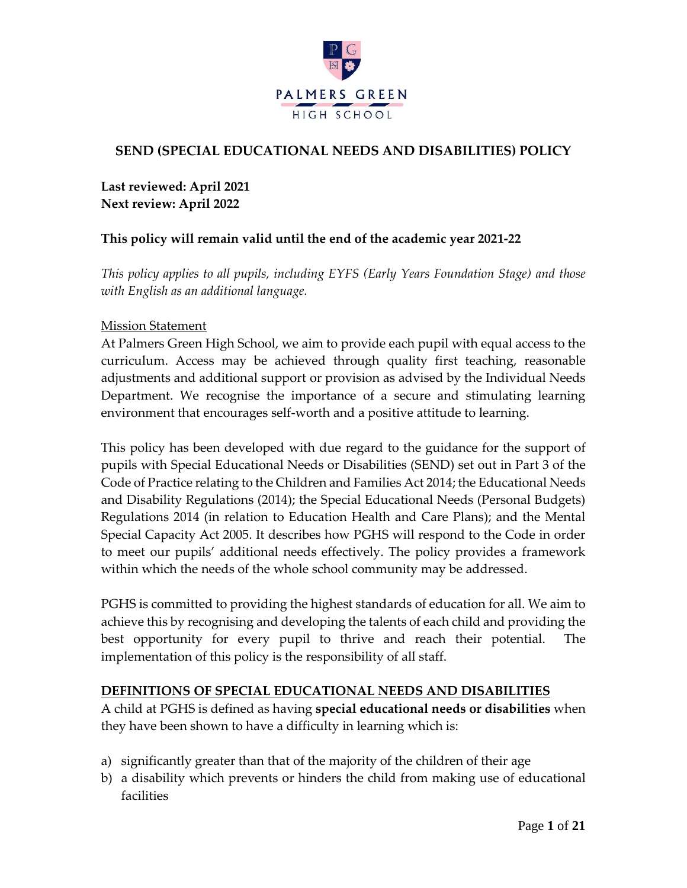PALMERS GREEN HIGH SCHOOL

# SEND (SPECIAL EDUCATIONAL NEEDS AND DISABILITIES) POLICY

**Last reviewed: April 2021**
**Next review: April 2022**

**This policy will remain valid until the end of the academic year 2021-22**

*This policy applies to all pupils, including EYFS (Early Years Foundation Stage) and those with English as an additional language.*

Mission Statement

At Palmers Green High School, we aim to provide each pupil with equal access to the curriculum. Access may be achieved through quality first teaching, reasonable adjustments and additional support or provision as advised by the Individual Needs Department. We recognise the importance of a secure and stimulating learning environment that encourages self-worth and a positive attitude to learning.

This policy has been developed with due regard to the guidance for the support of pupils with Special Educational Needs or Disabilities (SEND) set out in Part 3 of the Code of Practice relating to the Children and Families Act 2014; the Educational Needs and Disability Regulations (2014); the Special Educational Needs (Personal Budgets) Regulations 2014 (in relation to Education Health and Care Plans); and the Mental Special Capacity Act 2005. It describes how PGHS will respond to the Code in order to meet our pupils' additional needs effectively. The policy provides a framework within which the needs of the whole school community may be addressed.

PGHS is committed to providing the highest standards of education for all. We aim to achieve this by recognising and developing the talents of each child and providing the best opportunity for every pupil to thrive and reach their potential. The implementation of this policy is the responsibility of all staff.

## DEFINITIONS OF SPECIAL EDUCATIONAL NEEDS AND DISABILITIES

A child at PGHS is defined as having **special educational needs or disabilities** when they have been shown to have a difficulty in learning which is:

a) significantly greater than that of the majority of the children of their age
b) a disability which prevents or hinders the child from making use of educational facilities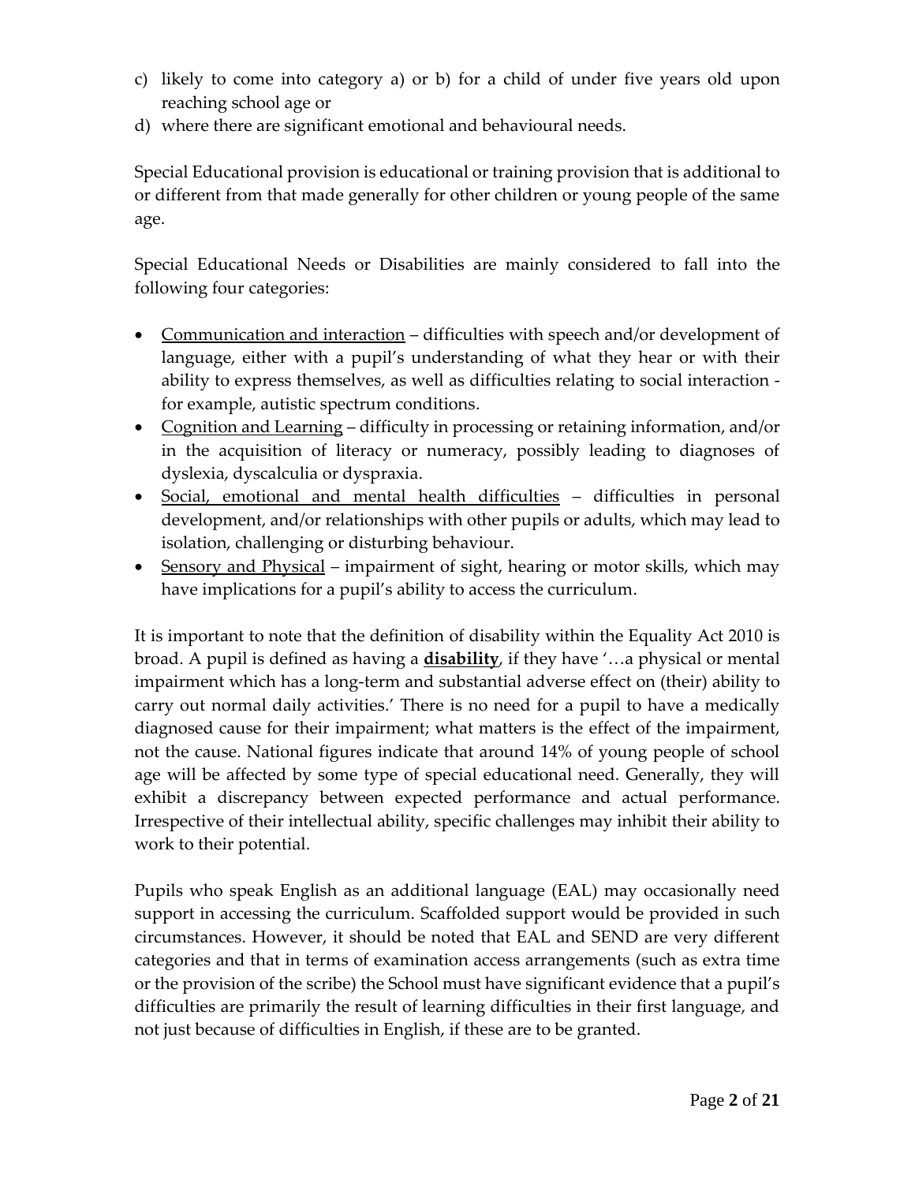c) likely to come into category a) or b) for a child of under five years old upon reaching school age or
d) where there are significant emotional and behavioural needs.

Special Educational provision is educational or training provision that is additional to or different from that made generally for other children or young people of the same age.

Special Educational Needs or Disabilities are mainly considered to fall into the following four categories:

- Communication and interaction – difficulties with speech and/or development of language, either with a pupil's understanding of what they hear or with their ability to express themselves, as well as difficulties relating to social interaction - for example, autistic spectrum conditions.
- Cognition and Learning – difficulty in processing or retaining information, and/or in the acquisition of literacy or numeracy, possibly leading to diagnoses of dyslexia, dyscalculia or dyspraxia.
- Social, emotional and mental health difficulties – difficulties in personal development, and/or relationships with other pupils or adults, which may lead to isolation, challenging or disturbing behaviour.
- Sensory and Physical – impairment of sight, hearing or motor skills, which may have implications for a pupil's ability to access the curriculum.

It is important to note that the definition of disability within the Equality Act 2010 is broad. A pupil is defined as having a **disability**, if they have '…a physical or mental impairment which has a long-term and substantial adverse effect on (their) ability to carry out normal daily activities.' There is no need for a pupil to have a medically diagnosed cause for their impairment; what matters is the effect of the impairment, not the cause. National figures indicate that around 14% of young people of school age will be affected by some type of special educational need. Generally, they will exhibit a discrepancy between expected performance and actual performance. Irrespective of their intellectual ability, specific challenges may inhibit their ability to work to their potential.

Pupils who speak English as an additional language (EAL) may occasionally need support in accessing the curriculum. Scaffolded support would be provided in such circumstances. However, it should be noted that EAL and SEND are very different categories and that in terms of examination access arrangements (such as extra time or the provision of the scribe) the School must have significant evidence that a pupil's difficulties are primarily the result of learning difficulties in their first language, and not just because of difficulties in English, if these are to be granted.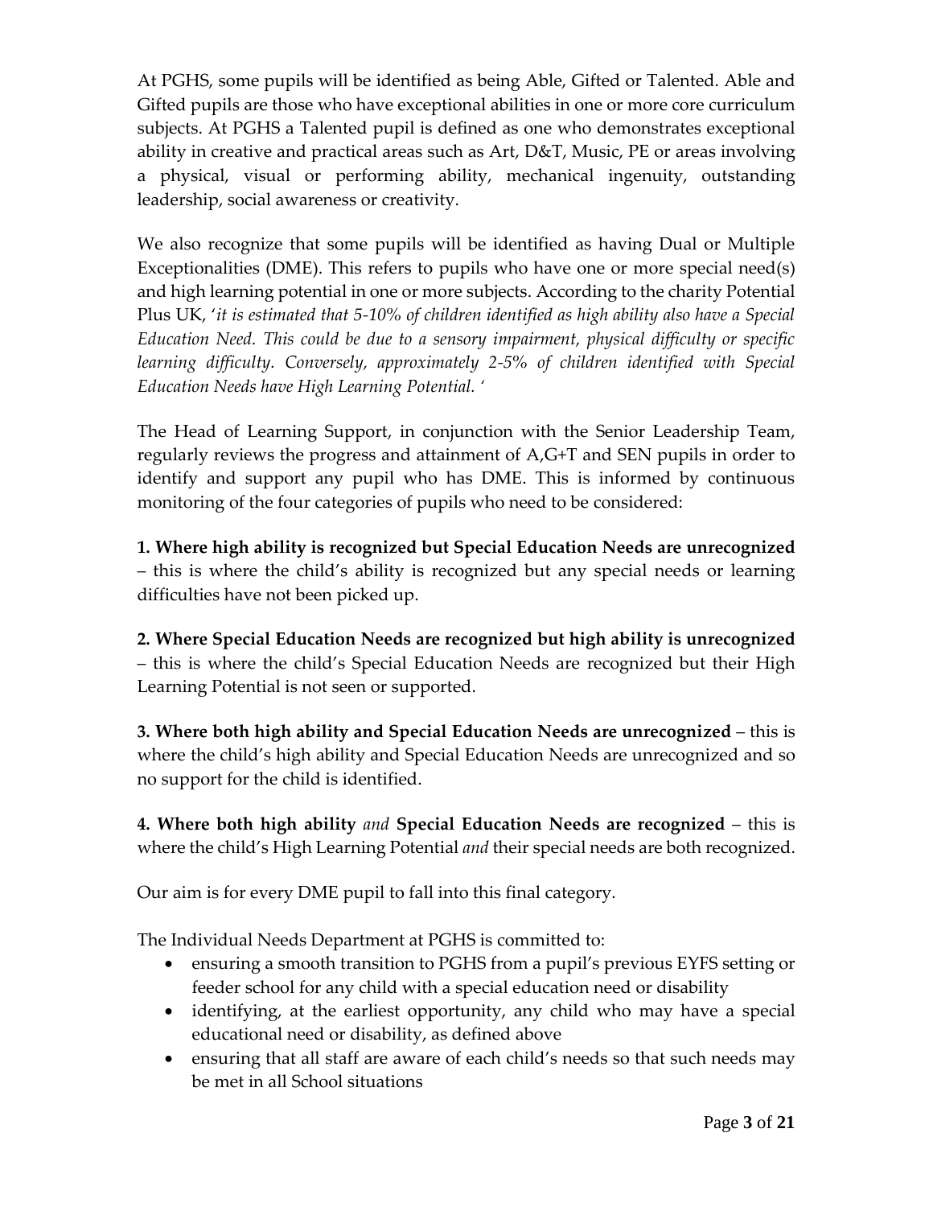At PGHS, some pupils will be identified as being Able, Gifted or Talented. Able and Gifted pupils are those who have exceptional abilities in one or more core curriculum subjects. At PGHS a Talented pupil is defined as one who demonstrates exceptional ability in creative and practical areas such as Art, D&T, Music, PE or areas involving a physical, visual or performing ability, mechanical ingenuity, outstanding leadership, social awareness or creativity.

We also recognize that some pupils will be identified as having Dual or Multiple Exceptionalities (DME). This refers to pupils who have one or more special need(s) and high learning potential in one or more subjects. According to the charity Potential Plus UK, '*it is estimated that 5-10% of children identified as high ability also have a Special Education Need. This could be due to a sensory impairment, physical difficulty or specific learning difficulty. Conversely, approximately 2-5% of children identified with Special Education Needs have High Learning Potential.* '

The Head of Learning Support, in conjunction with the Senior Leadership Team, regularly reviews the progress and attainment of A,G+T and SEN pupils in order to identify and support any pupil who has DME. This is informed by continuous monitoring of the four categories of pupils who need to be considered:

**1. Where high ability is recognized but Special Education Needs are unrecognized** – this is where the child's ability is recognized but any special needs or learning difficulties have not been picked up.

**2. Where Special Education Needs are recognized but high ability is unrecognized** – this is where the child's Special Education Needs are recognized but their High Learning Potential is not seen or supported.

**3. Where both high ability and Special Education Needs are unrecognized** – this is where the child's high ability and Special Education Needs are unrecognized and so no support for the child is identified.

**4. Where both high ability** ***and*** **Special Education Needs are recognized** – this is where the child's High Learning Potential *and* their special needs are both recognized.

Our aim is for every DME pupil to fall into this final category.

The Individual Needs Department at PGHS is committed to:

- ensuring a smooth transition to PGHS from a pupil's previous EYFS setting or feeder school for any child with a special education need or disability
- identifying, at the earliest opportunity, any child who may have a special educational need or disability, as defined above
- ensuring that all staff are aware of each child's needs so that such needs may be met in all School situations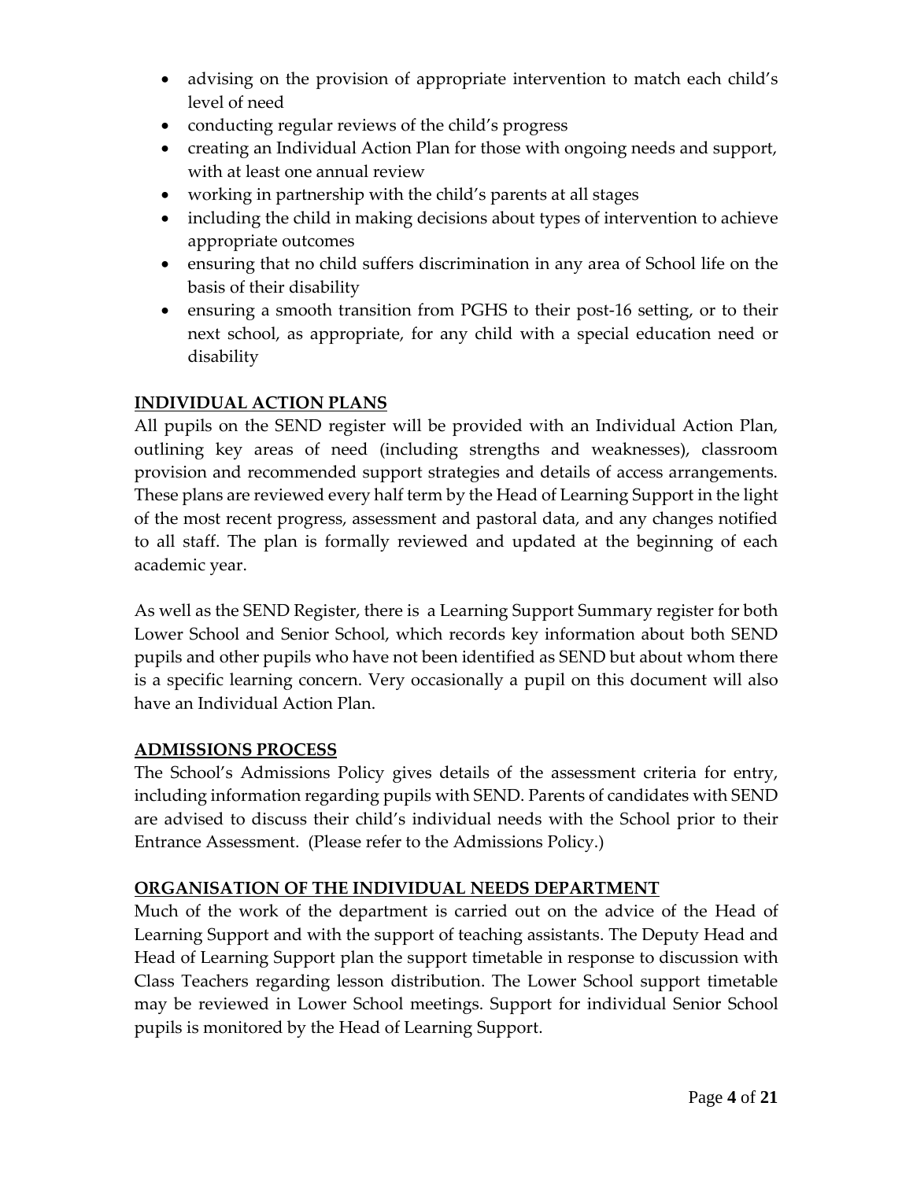- advising on the provision of appropriate intervention to match each child's level of need
- conducting regular reviews of the child's progress
- creating an Individual Action Plan for those with ongoing needs and support, with at least one annual review
- working in partnership with the child's parents at all stages
- including the child in making decisions about types of intervention to achieve appropriate outcomes
- ensuring that no child suffers discrimination in any area of School life on the basis of their disability
- ensuring a smooth transition from PGHS to their post-16 setting, or to their next school, as appropriate, for any child with a special education need or disability

## INDIVIDUAL ACTION PLANS

All pupils on the SEND register will be provided with an Individual Action Plan, outlining key areas of need (including strengths and weaknesses), classroom provision and recommended support strategies and details of access arrangements. These plans are reviewed every half term by the Head of Learning Support in the light of the most recent progress, assessment and pastoral data, and any changes notified to all staff. The plan is formally reviewed and updated at the beginning of each academic year.

As well as the SEND Register, there is a Learning Support Summary register for both Lower School and Senior School, which records key information about both SEND pupils and other pupils who have not been identified as SEND but about whom there is a specific learning concern. Very occasionally a pupil on this document will also have an Individual Action Plan.

## ADMISSIONS PROCESS

The School's Admissions Policy gives details of the assessment criteria for entry, including information regarding pupils with SEND. Parents of candidates with SEND are advised to discuss their child's individual needs with the School prior to their Entrance Assessment. (Please refer to the Admissions Policy.)

## ORGANISATION OF THE INDIVIDUAL NEEDS DEPARTMENT

Much of the work of the department is carried out on the advice of the Head of Learning Support and with the support of teaching assistants. The Deputy Head and Head of Learning Support plan the support timetable in response to discussion with Class Teachers regarding lesson distribution. The Lower School support timetable may be reviewed in Lower School meetings. Support for individual Senior School pupils is monitored by the Head of Learning Support.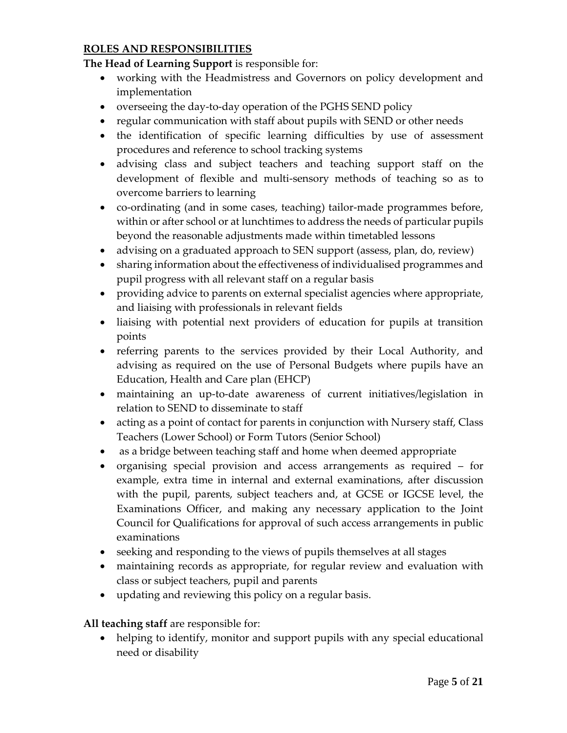## ROLES AND RESPONSIBILITIES

**The Head of Learning Support** is responsible for:

- working with the Headmistress and Governors on policy development and implementation
- overseeing the day-to-day operation of the PGHS SEND policy
- regular communication with staff about pupils with SEND or other needs
- the identification of specific learning difficulties by use of assessment procedures and reference to school tracking systems
- advising class and subject teachers and teaching support staff on the development of flexible and multi-sensory methods of teaching so as to overcome barriers to learning
- co-ordinating (and in some cases, teaching) tailor-made programmes before, within or after school or at lunchtimes to address the needs of particular pupils beyond the reasonable adjustments made within timetabled lessons
- advising on a graduated approach to SEN support (assess, plan, do, review)
- sharing information about the effectiveness of individualised programmes and pupil progress with all relevant staff on a regular basis
- providing advice to parents on external specialist agencies where appropriate, and liaising with professionals in relevant fields
- liaising with potential next providers of education for pupils at transition points
- referring parents to the services provided by their Local Authority, and advising as required on the use of Personal Budgets where pupils have an Education, Health and Care plan (EHCP)
- maintaining an up-to-date awareness of current initiatives/legislation in relation to SEND to disseminate to staff
- acting as a point of contact for parents in conjunction with Nursery staff, Class Teachers (Lower School) or Form Tutors (Senior School)
- as a bridge between teaching staff and home when deemed appropriate
- organising special provision and access arrangements as required – for example, extra time in internal and external examinations, after discussion with the pupil, parents, subject teachers and, at GCSE or IGCSE level, the Examinations Officer, and making any necessary application to the Joint Council for Qualifications for approval of such access arrangements in public examinations
- seeking and responding to the views of pupils themselves at all stages
- maintaining records as appropriate, for regular review and evaluation with class or subject teachers, pupil and parents
- updating and reviewing this policy on a regular basis.

**All teaching staff** are responsible for:

- helping to identify, monitor and support pupils with any special educational need or disability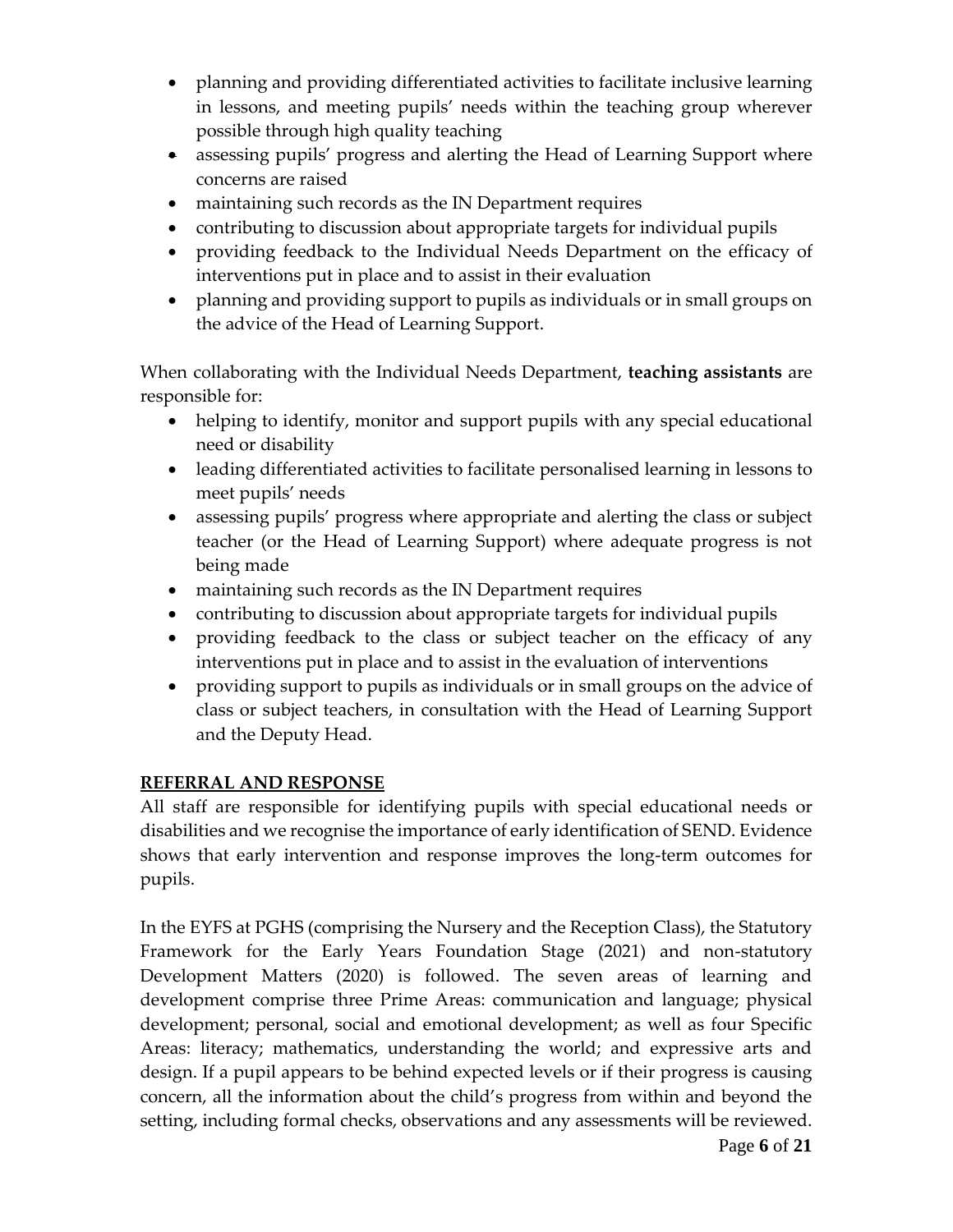- planning and providing differentiated activities to facilitate inclusive learning in lessons, and meeting pupils' needs within the teaching group wherever possible through high quality teaching
- assessing pupils' progress and alerting the Head of Learning Support where concerns are raised
- maintaining such records as the IN Department requires
- contributing to discussion about appropriate targets for individual pupils
- providing feedback to the Individual Needs Department on the efficacy of interventions put in place and to assist in their evaluation
- planning and providing support to pupils as individuals or in small groups on the advice of the Head of Learning Support.

When collaborating with the Individual Needs Department, **teaching assistants** are responsible for:

- helping to identify, monitor and support pupils with any special educational need or disability
- leading differentiated activities to facilitate personalised learning in lessons to meet pupils' needs
- assessing pupils' progress where appropriate and alerting the class or subject teacher (or the Head of Learning Support) where adequate progress is not being made
- maintaining such records as the IN Department requires
- contributing to discussion about appropriate targets for individual pupils
- providing feedback to the class or subject teacher on the efficacy of any interventions put in place and to assist in the evaluation of interventions
- providing support to pupils as individuals or in small groups on the advice of class or subject teachers, in consultation with the Head of Learning Support and the Deputy Head.

## REFERRAL AND RESPONSE

All staff are responsible for identifying pupils with special educational needs or disabilities and we recognise the importance of early identification of SEND. Evidence shows that early intervention and response improves the long-term outcomes for pupils.

In the EYFS at PGHS (comprising the Nursery and the Reception Class), the Statutory Framework for the Early Years Foundation Stage (2021) and non-statutory Development Matters (2020) is followed. The seven areas of learning and development comprise three Prime Areas: communication and language; physical development; personal, social and emotional development; as well as four Specific Areas: literacy; mathematics, understanding the world; and expressive arts and design. If a pupil appears to be behind expected levels or if their progress is causing concern, all the information about the child's progress from within and beyond the setting, including formal checks, observations and any assessments will be reviewed.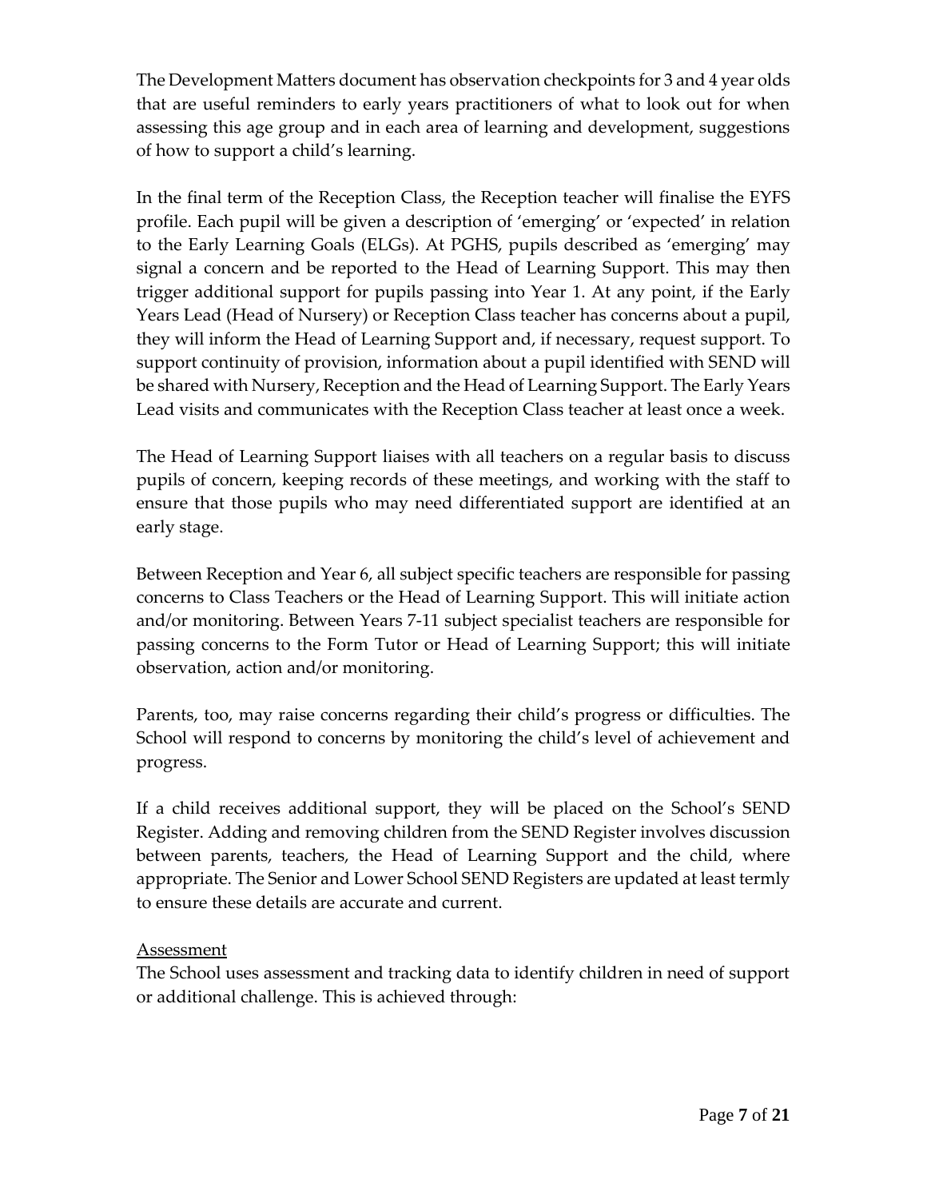The Development Matters document has observation checkpoints for 3 and 4 year olds that are useful reminders to early years practitioners of what to look out for when assessing this age group and in each area of learning and development, suggestions of how to support a child's learning.

In the final term of the Reception Class, the Reception teacher will finalise the EYFS profile. Each pupil will be given a description of 'emerging' or 'expected' in relation to the Early Learning Goals (ELGs). At PGHS, pupils described as 'emerging' may signal a concern and be reported to the Head of Learning Support. This may then trigger additional support for pupils passing into Year 1. At any point, if the Early Years Lead (Head of Nursery) or Reception Class teacher has concerns about a pupil, they will inform the Head of Learning Support and, if necessary, request support. To support continuity of provision, information about a pupil identified with SEND will be shared with Nursery, Reception and the Head of Learning Support. The Early Years Lead visits and communicates with the Reception Class teacher at least once a week.

The Head of Learning Support liaises with all teachers on a regular basis to discuss pupils of concern, keeping records of these meetings, and working with the staff to ensure that those pupils who may need differentiated support are identified at an early stage.

Between Reception and Year 6, all subject specific teachers are responsible for passing concerns to Class Teachers or the Head of Learning Support. This will initiate action and/or monitoring. Between Years 7-11 subject specialist teachers are responsible for passing concerns to the Form Tutor or Head of Learning Support; this will initiate observation, action and/or monitoring.

Parents, too, may raise concerns regarding their child's progress or difficulties. The School will respond to concerns by monitoring the child's level of achievement and progress.

If a child receives additional support, they will be placed on the School's SEND Register. Adding and removing children from the SEND Register involves discussion between parents, teachers, the Head of Learning Support and the child, where appropriate. The Senior and Lower School SEND Registers are updated at least termly to ensure these details are accurate and current.

<u>Assessment</u>

The School uses assessment and tracking data to identify children in need of support or additional challenge. This is achieved through: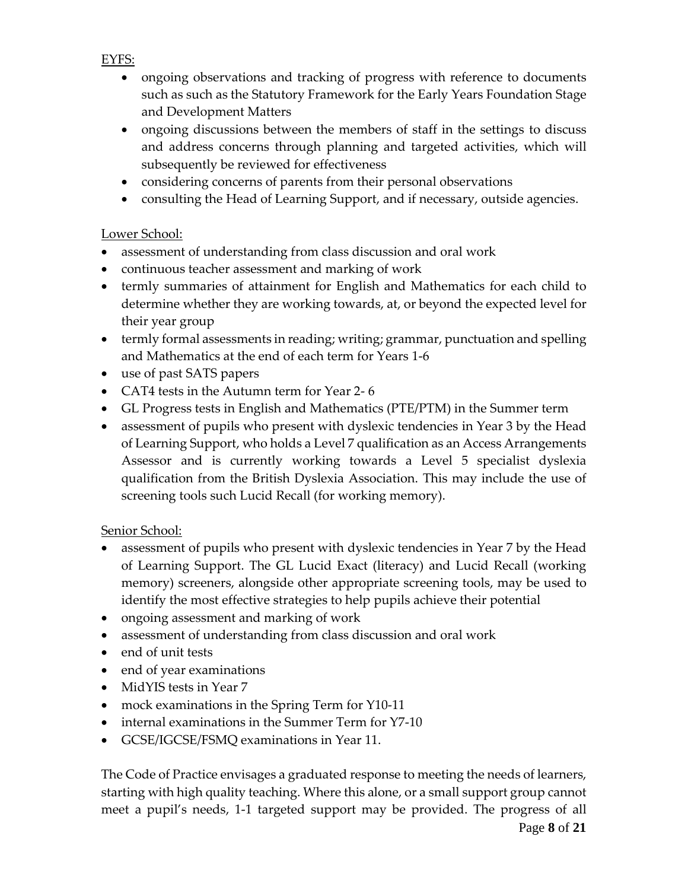EYFS:

- ongoing observations and tracking of progress with reference to documents such as such as the Statutory Framework for the Early Years Foundation Stage and Development Matters
- ongoing discussions between the members of staff in the settings to discuss and address concerns through planning and targeted activities, which will subsequently be reviewed for effectiveness
- considering concerns of parents from their personal observations
- consulting the Head of Learning Support, and if necessary, outside agencies.

Lower School:

- assessment of understanding from class discussion and oral work
- continuous teacher assessment and marking of work
- termly summaries of attainment for English and Mathematics for each child to determine whether they are working towards, at, or beyond the expected level for their year group
- termly formal assessments in reading; writing; grammar, punctuation and spelling and Mathematics at the end of each term for Years 1-6
- use of past SATS papers
- CAT4 tests in the Autumn term for Year 2- 6
- GL Progress tests in English and Mathematics (PTE/PTM) in the Summer term
- assessment of pupils who present with dyslexic tendencies in Year 3 by the Head of Learning Support, who holds a Level 7 qualification as an Access Arrangements Assessor and is currently working towards a Level 5 specialist dyslexia qualification from the British Dyslexia Association. This may include the use of screening tools such Lucid Recall (for working memory).

Senior School:

- assessment of pupils who present with dyslexic tendencies in Year 7 by the Head of Learning Support. The GL Lucid Exact (literacy) and Lucid Recall (working memory) screeners, alongside other appropriate screening tools, may be used to identify the most effective strategies to help pupils achieve their potential
- ongoing assessment and marking of work
- assessment of understanding from class discussion and oral work
- end of unit tests
- end of year examinations
- MidYIS tests in Year 7
- mock examinations in the Spring Term for Y10-11
- internal examinations in the Summer Term for Y7-10
- GCSE/IGCSE/FSMQ examinations in Year 11.

The Code of Practice envisages a graduated response to meeting the needs of learners, starting with high quality teaching. Where this alone, or a small support group cannot meet a pupil's needs, 1-1 targeted support may be provided. The progress of all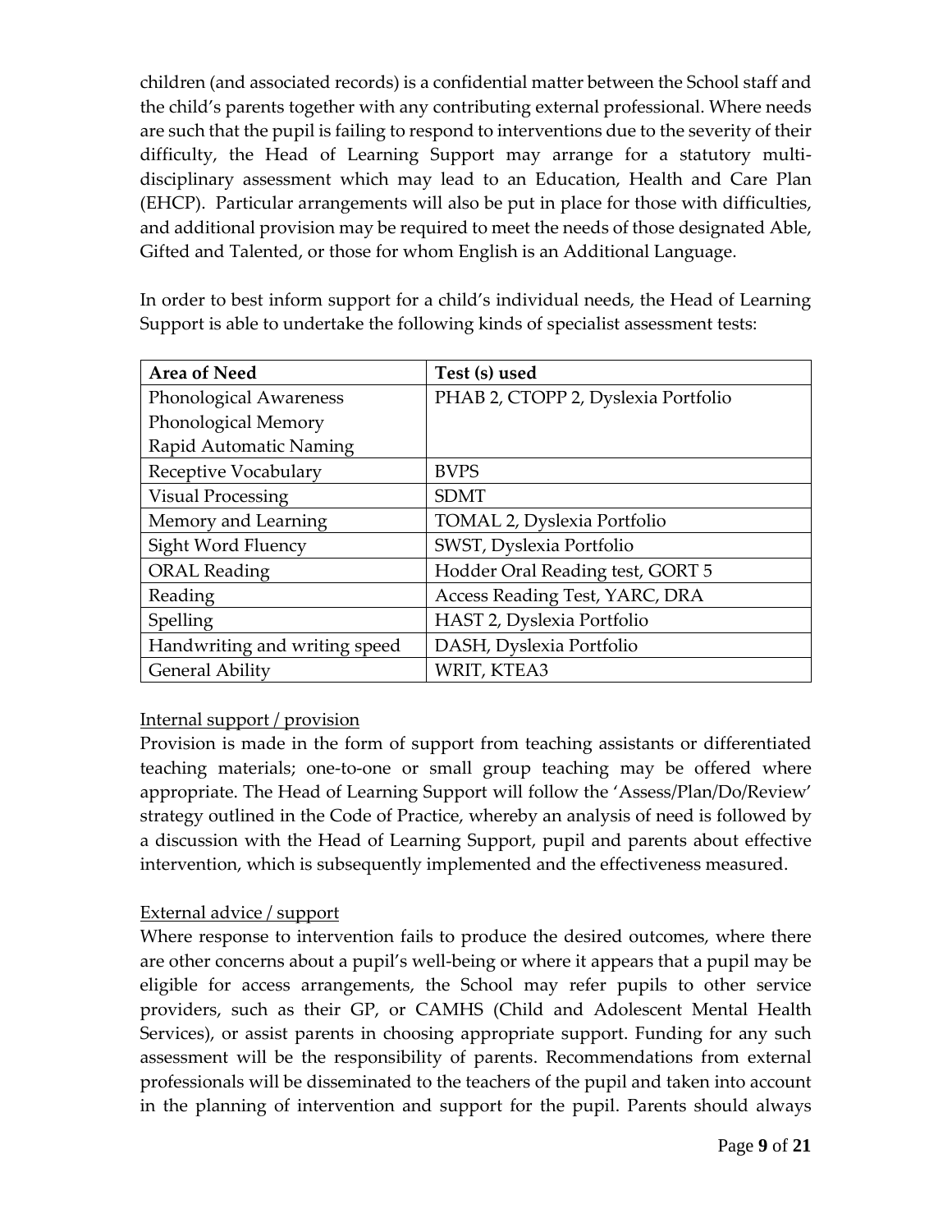children (and associated records) is a confidential matter between the School staff and the child's parents together with any contributing external professional. Where needs are such that the pupil is failing to respond to interventions due to the severity of their difficulty, the Head of Learning Support may arrange for a statutory multi-disciplinary assessment which may lead to an Education, Health and Care Plan (EHCP). Particular arrangements will also be put in place for those with difficulties, and additional provision may be required to meet the needs of those designated Able, Gifted and Talented, or those for whom English is an Additional Language.

In order to best inform support for a child's individual needs, the Head of Learning Support is able to undertake the following kinds of specialist assessment tests:

| Area of Need | Test (s) used |
|---|---|
| Phonological Awareness<br>Phonological Memory<br>Rapid Automatic Naming | PHAB 2, CTOPP 2, Dyslexia Portfolio |
| Receptive Vocabulary | BVPS |
| Visual Processing | SDMT |
| Memory and Learning | TOMAL 2, Dyslexia Portfolio |
| Sight Word Fluency | SWST, Dyslexia Portfolio |
| ORAL Reading | Hodder Oral Reading test, GORT 5 |
| Reading | Access Reading Test, YARC, DRA |
| Spelling | HAST 2, Dyslexia Portfolio |
| Handwriting and writing speed | DASH, Dyslexia Portfolio |
| General Ability | WRIT, KTEA3 |

<u>Internal support / provision</u>

Provision is made in the form of support from teaching assistants or differentiated teaching materials; one-to-one or small group teaching may be offered where appropriate. The Head of Learning Support will follow the 'Assess/Plan/Do/Review' strategy outlined in the Code of Practice, whereby an analysis of need is followed by a discussion with the Head of Learning Support, pupil and parents about effective intervention, which is subsequently implemented and the effectiveness measured.

<u>External advice / support</u>

Where response to intervention fails to produce the desired outcomes, where there are other concerns about a pupil's well-being or where it appears that a pupil may be eligible for access arrangements, the School may refer pupils to other service providers, such as their GP, or CAMHS (Child and Adolescent Mental Health Services), or assist parents in choosing appropriate support. Funding for any such assessment will be the responsibility of parents. Recommendations from external professionals will be disseminated to the teachers of the pupil and taken into account in the planning of intervention and support for the pupil. Parents should always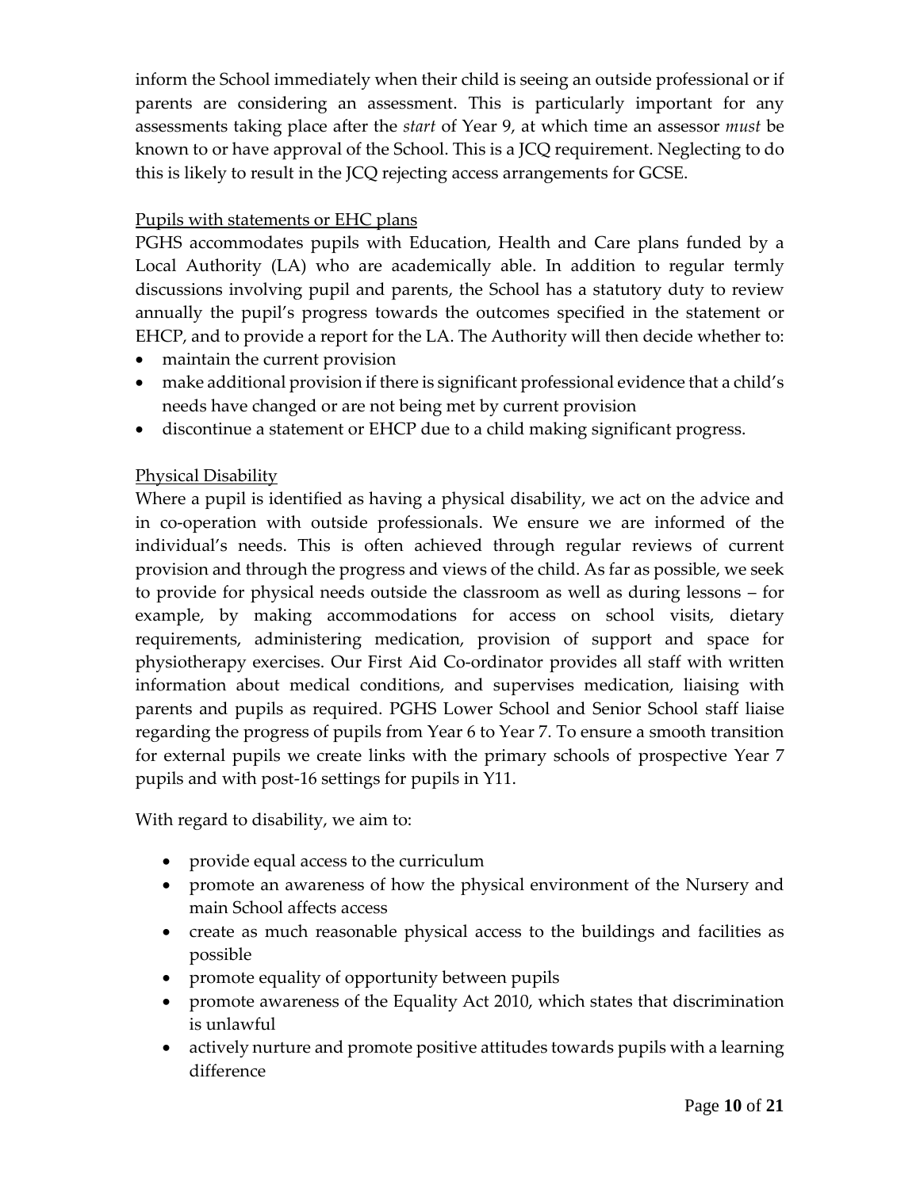inform the School immediately when their child is seeing an outside professional or if parents are considering an assessment. This is particularly important for any assessments taking place after the *start* of Year 9, at which time an assessor *must* be known to or have approval of the School. This is a JCQ requirement. Neglecting to do this is likely to result in the JCQ rejecting access arrangements for GCSE.

<u>Pupils with statements or EHC plans</u>

PGHS accommodates pupils with Education, Health and Care plans funded by a Local Authority (LA) who are academically able. In addition to regular termly discussions involving pupil and parents, the School has a statutory duty to review annually the pupil's progress towards the outcomes specified in the statement or EHCP, and to provide a report for the LA. The Authority will then decide whether to:

- maintain the current provision
- make additional provision if there is significant professional evidence that a child's needs have changed or are not being met by current provision
- discontinue a statement or EHCP due to a child making significant progress.

<u>Physical Disability</u>

Where a pupil is identified as having a physical disability, we act on the advice and in co-operation with outside professionals. We ensure we are informed of the individual's needs. This is often achieved through regular reviews of current provision and through the progress and views of the child. As far as possible, we seek to provide for physical needs outside the classroom as well as during lessons – for example, by making accommodations for access on school visits, dietary requirements, administering medication, provision of support and space for physiotherapy exercises. Our First Aid Co-ordinator provides all staff with written information about medical conditions, and supervises medication, liaising with parents and pupils as required. PGHS Lower School and Senior School staff liaise regarding the progress of pupils from Year 6 to Year 7. To ensure a smooth transition for external pupils we create links with the primary schools of prospective Year 7 pupils and with post-16 settings for pupils in Y11.

With regard to disability, we aim to:

- provide equal access to the curriculum
- promote an awareness of how the physical environment of the Nursery and main School affects access
- create as much reasonable physical access to the buildings and facilities as possible
- promote equality of opportunity between pupils
- promote awareness of the Equality Act 2010, which states that discrimination is unlawful
- actively nurture and promote positive attitudes towards pupils with a learning difference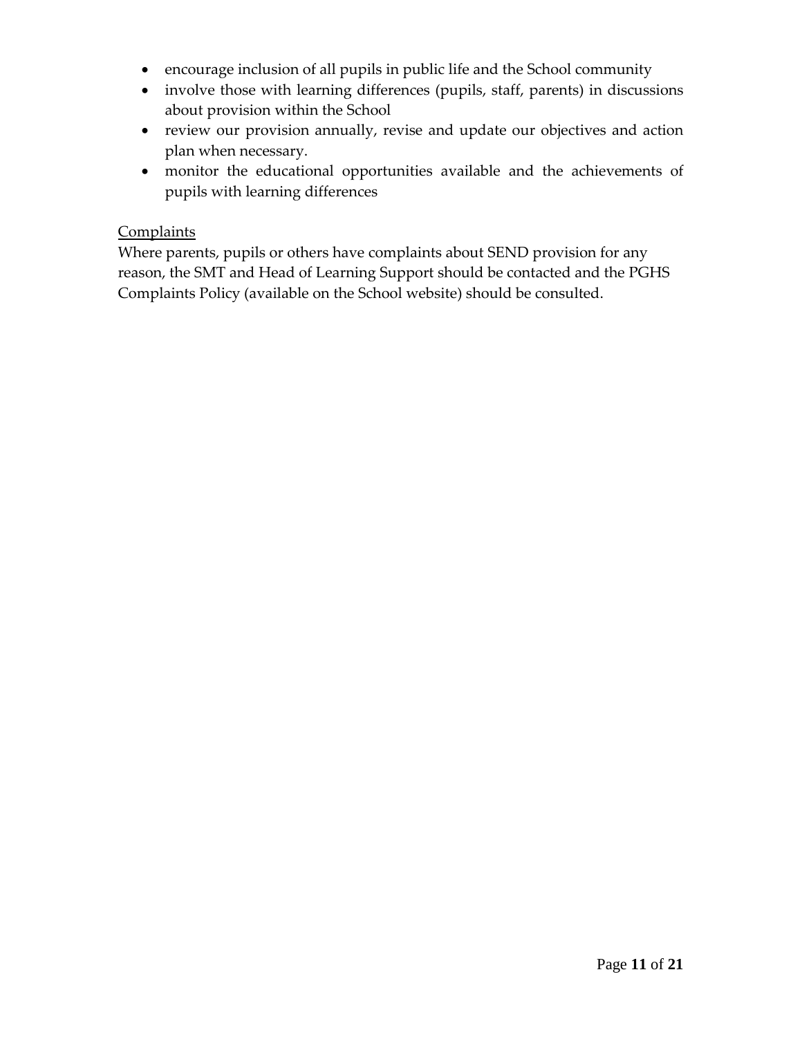- encourage inclusion of all pupils in public life and the School community
- involve those with learning differences (pupils, staff, parents) in discussions about provision within the School
- review our provision annually, revise and update our objectives and action plan when necessary.
- monitor the educational opportunities available and the achievements of pupils with learning differences

<u>Complaints</u>

Where parents, pupils or others have complaints about SEND provision for any reason, the SMT and Head of Learning Support should be contacted and the PGHS Complaints Policy (available on the School website) should be consulted.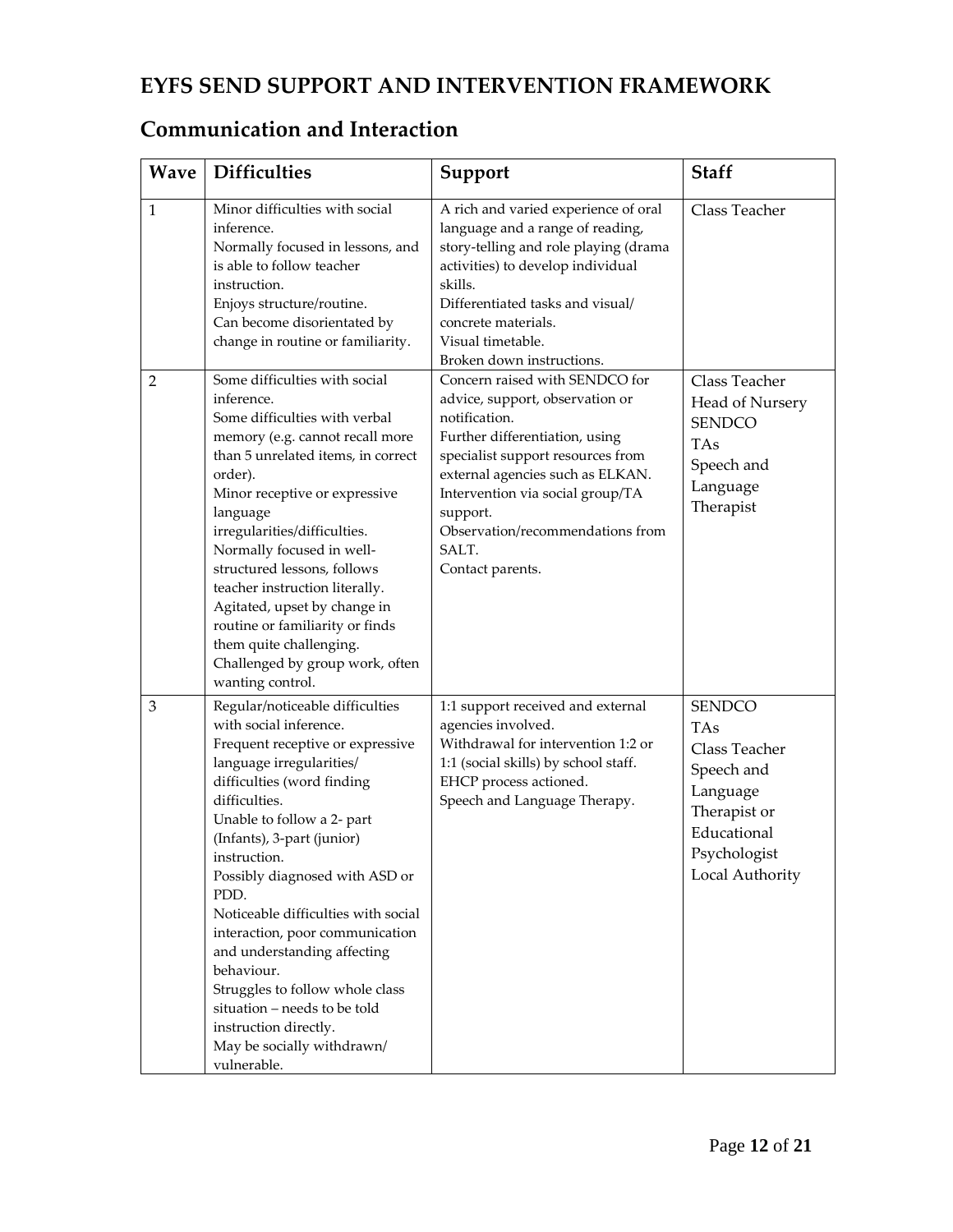# EYFS SEND SUPPORT AND INTERVENTION FRAMEWORK

## Communication and Interaction

| Wave | Difficulties | Support | Staff |
|---|---|---|---|
| 1 | Minor difficulties with social inference.<br>Normally focused in lessons, and is able to follow teacher instruction.<br>Enjoys structure/routine.<br>Can become disorientated by change in routine or familiarity. | A rich and varied experience of oral language and a range of reading, story-telling and role playing (drama activities) to develop individual skills.<br>Differentiated tasks and visual/ concrete materials.<br>Visual timetable.<br>Broken down instructions. | Class Teacher |
| 2 | Some difficulties with social inference.<br>Some difficulties with verbal memory (e.g. cannot recall more than 5 unrelated items, in correct order).<br>Minor receptive or expressive language irregularities/difficulties.<br>Normally focused in well-structured lessons, follows teacher instruction literally.<br>Agitated, upset by change in routine or familiarity or finds them quite challenging.<br>Challenged by group work, often wanting control. | Concern raised with SENDCO for advice, support, observation or notification.<br>Further differentiation, using specialist support resources from external agencies such as ELKAN.<br>Intervention via social group/TA support.<br>Observation/recommendations from SALT.<br>Contact parents. | Class Teacher<br>Head of Nursery<br>SENDCO<br>TAs<br>Speech and Language Therapist |
| 3 | Regular/noticeable difficulties with social inference.<br>Frequent receptive or expressive language irregularities/ difficulties (word finding difficulties.<br>Unable to follow a 2- part (Infants), 3-part (junior) instruction.<br>Possibly diagnosed with ASD or PDD.<br>Noticeable difficulties with social interaction, poor communication and understanding affecting behaviour.<br>Struggles to follow whole class situation – needs to be told instruction directly.<br>May be socially withdrawn/ vulnerable. | 1:1 support received and external agencies involved.<br>Withdrawal for intervention 1:2 or 1:1 (social skills) by school staff.<br>EHCP process actioned.<br>Speech and Language Therapy. | SENDCO<br>TAs<br>Class Teacher<br>Speech and Language Therapist or Educational Psychologist<br>Local Authority |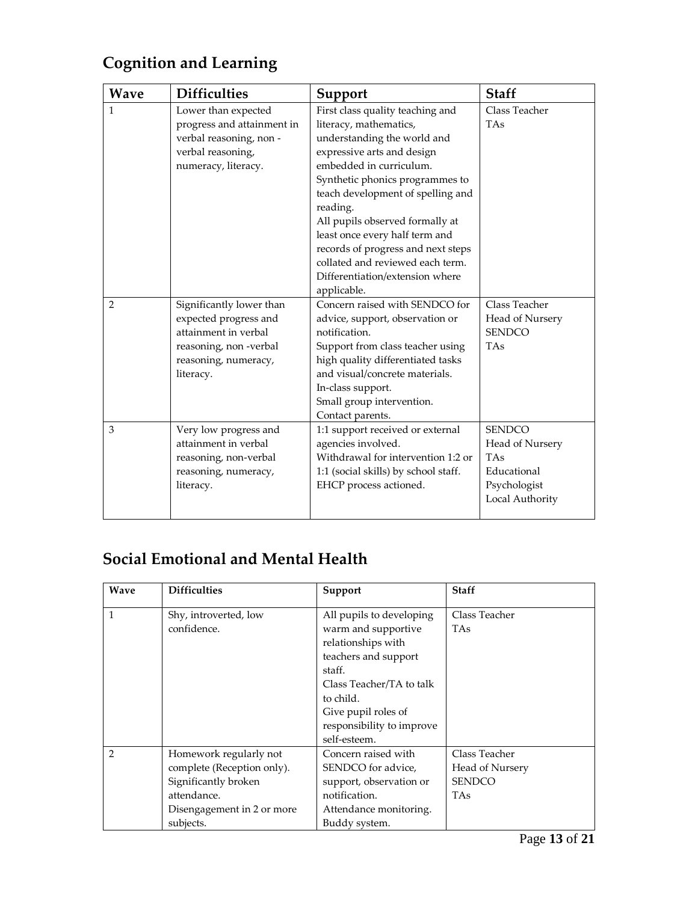## Cognition and Learning

| Wave | Difficulties | Support | Staff |
|---|---|---|---|
| 1 | Lower than expected progress and attainment in verbal reasoning, non - verbal reasoning, numeracy, literacy. | First class quality teaching and literacy, mathematics, understanding the world and expressive arts and design embedded in curriculum.<br>Synthetic phonics programmes to teach development of spelling and reading.<br>All pupils observed formally at least once every half term and records of progress and next steps collated and reviewed each term.<br>Differentiation/extension where applicable. | Class Teacher<br>TAs |
| 2 | Significantly lower than expected progress and attainment in verbal reasoning, non -verbal reasoning, numeracy, literacy. | Concern raised with SENDCO for advice, support, observation or notification.<br>Support from class teacher using high quality differentiated tasks and visual/concrete materials.<br>In-class support.<br>Small group intervention.<br>Contact parents. | Class Teacher<br>Head of Nursery<br>SENDCO<br>TAs |
| 3 | Very low progress and attainment in verbal reasoning, non-verbal reasoning, numeracy, literacy. | 1:1 support received or external agencies involved.<br>Withdrawal for intervention 1:2 or 1:1 (social skills) by school staff.<br>EHCP process actioned. | SENDCO<br>Head of Nursery<br>TAs<br>Educational Psychologist<br>Local Authority |

## Social Emotional and Mental Health

| Wave | Difficulties | Support | Staff |
|---|---|---|---|
| 1 | Shy, introverted, low confidence. | All pupils to developing warm and supportive relationships with teachers and support staff.<br>Class Teacher/TA to talk to child.<br>Give pupil roles of responsibility to improve self-esteem. | Class Teacher<br>TAs |
| 2 | Homework regularly not complete (Reception only).<br>Significantly broken attendance.<br>Disengagement in 2 or more subjects. | Concern raised with SENDCO for advice, support, observation or notification.<br>Attendance monitoring.<br>Buddy system. | Class Teacher<br>Head of Nursery<br>SENDCO<br>TAs |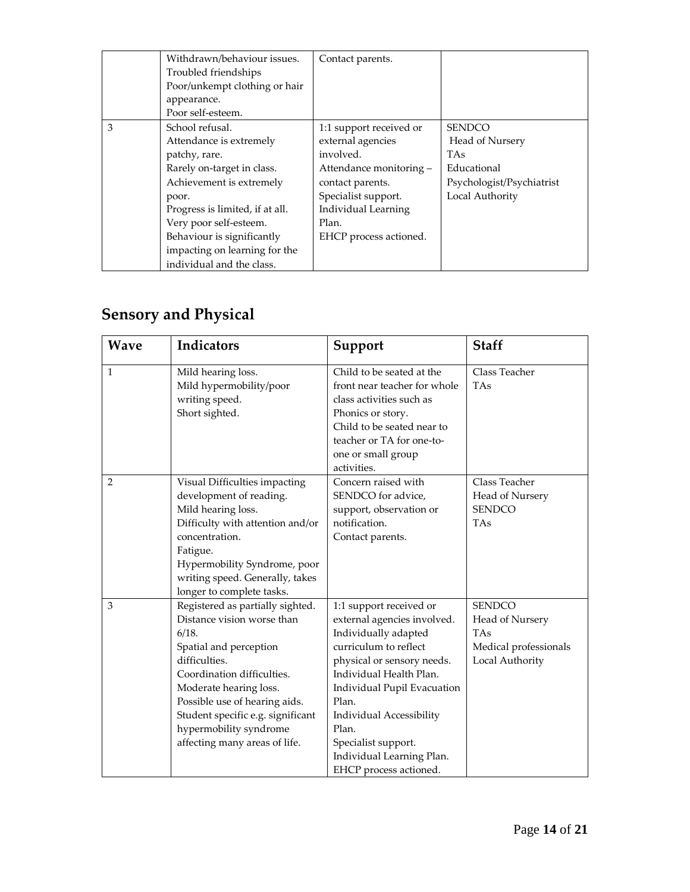|  | Withdrawn/behaviour issues.<br>Troubled friendships<br>Poor/unkempt clothing or hair appearance.<br>Poor self-esteem. | Contact parents. |  |
|---|---|---|---|
| 3 | School refusal.<br>Attendance is extremely patchy, rare.<br>Rarely on-target in class.<br>Achievement is extremely poor.<br>Progress is limited, if at all.<br>Very poor self-esteem.<br>Behaviour is significantly impacting on learning for the individual and the class. | 1:1 support received or external agencies involved.<br>Attendance monitoring – contact parents.<br>Specialist support.<br>Individual Learning Plan.<br>EHCP process actioned. | SENDCO<br>Head of Nursery<br>TAs<br>Educational Psychologist/Psychiatrist<br>Local Authority |

## Sensory and Physical

| Wave | Indicators | Support | Staff |
|---|---|---|---|
| 1 | Mild hearing loss.<br>Mild hypermobility/poor writing speed.<br>Short sighted. | Child to be seated at the front near teacher for whole class activities such as Phonics or story.<br>Child to be seated near to teacher or TA for one-to-one or small group activities. | Class Teacher<br>TAs |
| 2 | Visual Difficulties impacting development of reading.<br>Mild hearing loss.<br>Difficulty with attention and/or concentration.<br>Fatigue.<br>Hypermobility Syndrome, poor writing speed. Generally, takes longer to complete tasks. | Concern raised with SENDCO for advice, support, observation or notification.<br>Contact parents. | Class Teacher<br>Head of Nursery<br>SENDCO<br>TAs |
| 3 | Registered as partially sighted.<br>Distance vision worse than 6/18.<br>Spatial and perception difficulties.<br>Coordination difficulties.<br>Moderate hearing loss.<br>Possible use of hearing aids.<br>Student specific e.g. significant hypermobility syndrome affecting many areas of life. | 1:1 support received or external agencies involved.<br>Individually adapted curriculum to reflect physical or sensory needs.<br>Individual Health Plan.<br>Individual Pupil Evacuation Plan.<br>Individual Accessibility Plan.<br>Specialist support.<br>Individual Learning Plan.<br>EHCP process actioned. | SENDCO<br>Head of Nursery<br>TAs<br>Medical professionals<br>Local Authority |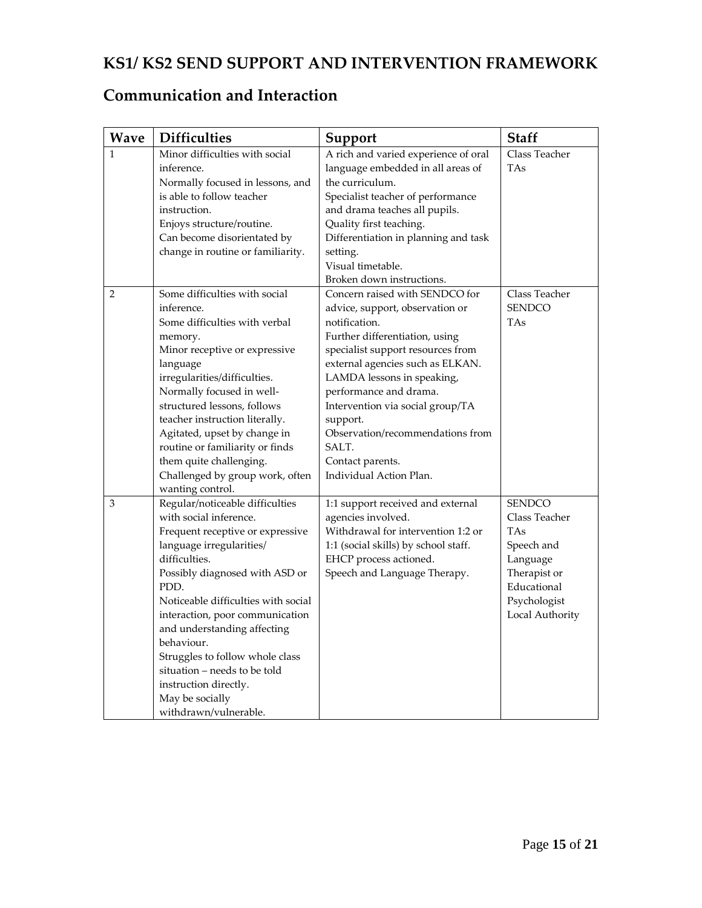## KS1/ KS2 SEND SUPPORT AND INTERVENTION FRAMEWORK

## Communication and Interaction

| Wave | Difficulties | Support | Staff |
|---|---|---|---|
| 1 | Minor difficulties with social inference.<br>Normally focused in lessons, and is able to follow teacher instruction.<br>Enjoys structure/routine.<br>Can become disorientated by change in routine or familiarity. | A rich and varied experience of oral language embedded in all areas of the curriculum.<br>Specialist teacher of performance and drama teaches all pupils.<br>Quality first teaching.<br>Differentiation in planning and task setting.<br>Visual timetable.<br>Broken down instructions. | Class Teacher<br>TAs |
| 2 | Some difficulties with social inference.<br>Some difficulties with verbal memory.<br>Minor receptive or expressive language irregularities/difficulties.<br>Normally focused in well-structured lessons, follows teacher instruction literally.<br>Agitated, upset by change in routine or familiarity or finds them quite challenging.<br>Challenged by group work, often wanting control. | Concern raised with SENDCO for advice, support, observation or notification.<br>Further differentiation, using specialist support resources from external agencies such as ELKAN.<br>LAMDA lessons in speaking, performance and drama.<br>Intervention via social group/TA support.<br>Observation/recommendations from SALT.<br>Contact parents.<br>Individual Action Plan. | Class Teacher<br>SENDCO<br>TAs |
| 3 | Regular/noticeable difficulties with social inference.<br>Frequent receptive or expressive language irregularities/ difficulties.<br>Possibly diagnosed with ASD or PDD.<br>Noticeable difficulties with social interaction, poor communication and understanding affecting behaviour.<br>Struggles to follow whole class situation – needs to be told instruction directly.<br>May be socially withdrawn/vulnerable. | 1:1 support received and external agencies involved.<br>Withdrawal for intervention 1:2 or 1:1 (social skills) by school staff.<br>EHCP process actioned.<br>Speech and Language Therapy. | SENDCO<br>Class Teacher<br>TAs<br>Speech and Language Therapist or Educational Psychologist<br>Local Authority |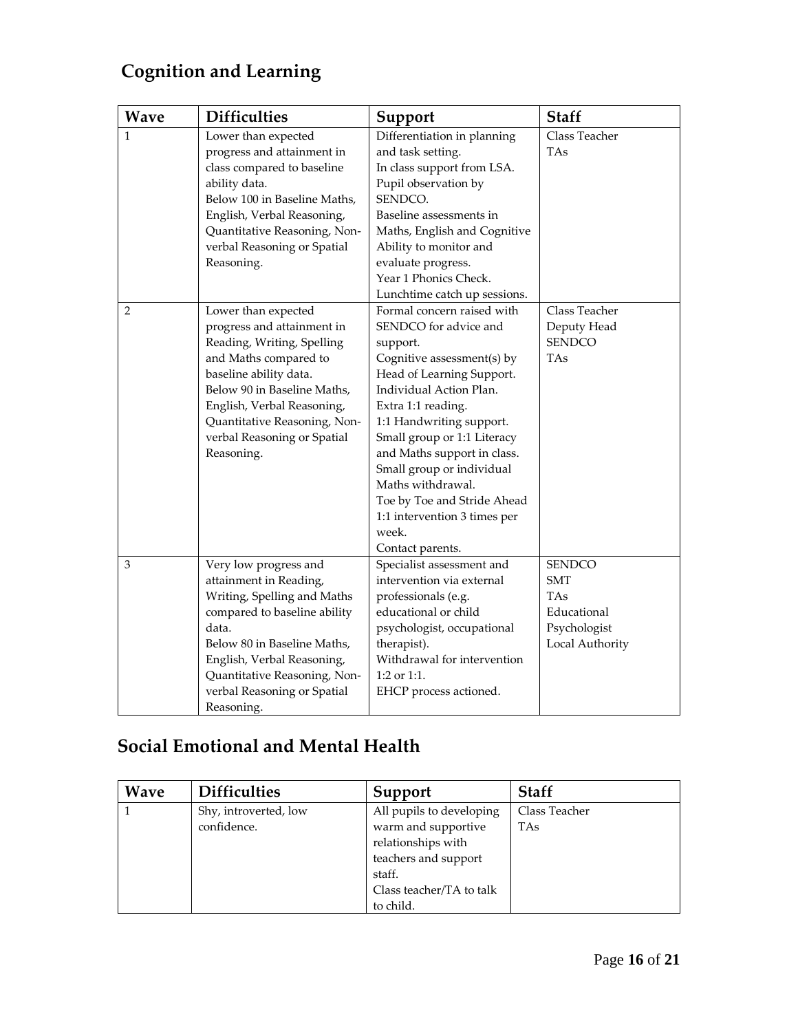## Cognition and Learning

| Wave | Difficulties | Support | Staff |
|---|---|---|---|
| 1 | Lower than expected progress and attainment in class compared to baseline ability data.<br>Below 100 in Baseline Maths, English, Verbal Reasoning, Quantitative Reasoning, Non-verbal Reasoning or Spatial Reasoning. | Differentiation in planning and task setting.<br>In class support from LSA.<br>Pupil observation by SENDCO.<br>Baseline assessments in Maths, English and Cognitive Ability to monitor and evaluate progress.<br>Year 1 Phonics Check.<br>Lunchtime catch up sessions. | Class Teacher<br>TAs |
| 2 | Lower than expected progress and attainment in Reading, Writing, Spelling and Maths compared to baseline ability data.<br>Below 90 in Baseline Maths, English, Verbal Reasoning, Quantitative Reasoning, Non-verbal Reasoning or Spatial Reasoning. | Formal concern raised with SENDCO for advice and support.<br>Cognitive assessment(s) by Head of Learning Support.<br>Individual Action Plan.<br>Extra 1:1 reading.<br>1:1 Handwriting support.<br>Small group or 1:1 Literacy and Maths support in class.<br>Small group or individual Maths withdrawal.<br>Toe by Toe and Stride Ahead 1:1 intervention 3 times per week.<br>Contact parents. | Class Teacher<br>Deputy Head<br>SENDCO<br>TAs |
| 3 | Very low progress and attainment in Reading, Writing, Spelling and Maths compared to baseline ability data.<br>Below 80 in Baseline Maths, English, Verbal Reasoning, Quantitative Reasoning, Non-verbal Reasoning or Spatial Reasoning. | Specialist assessment and intervention via external professionals (e.g. educational or child psychologist, occupational therapist).<br>Withdrawal for intervention 1:2 or 1:1.<br>EHCP process actioned. | SENDCO<br>SMT<br>TAs<br>Educational Psychologist<br>Local Authority |

## Social Emotional and Mental Health

| Wave | Difficulties | Support | Staff |
|---|---|---|---|
| 1 | Shy, introverted, low confidence. | All pupils to developing warm and supportive relationships with teachers and support staff.<br>Class teacher/TA to talk to child. | Class Teacher<br>TAs |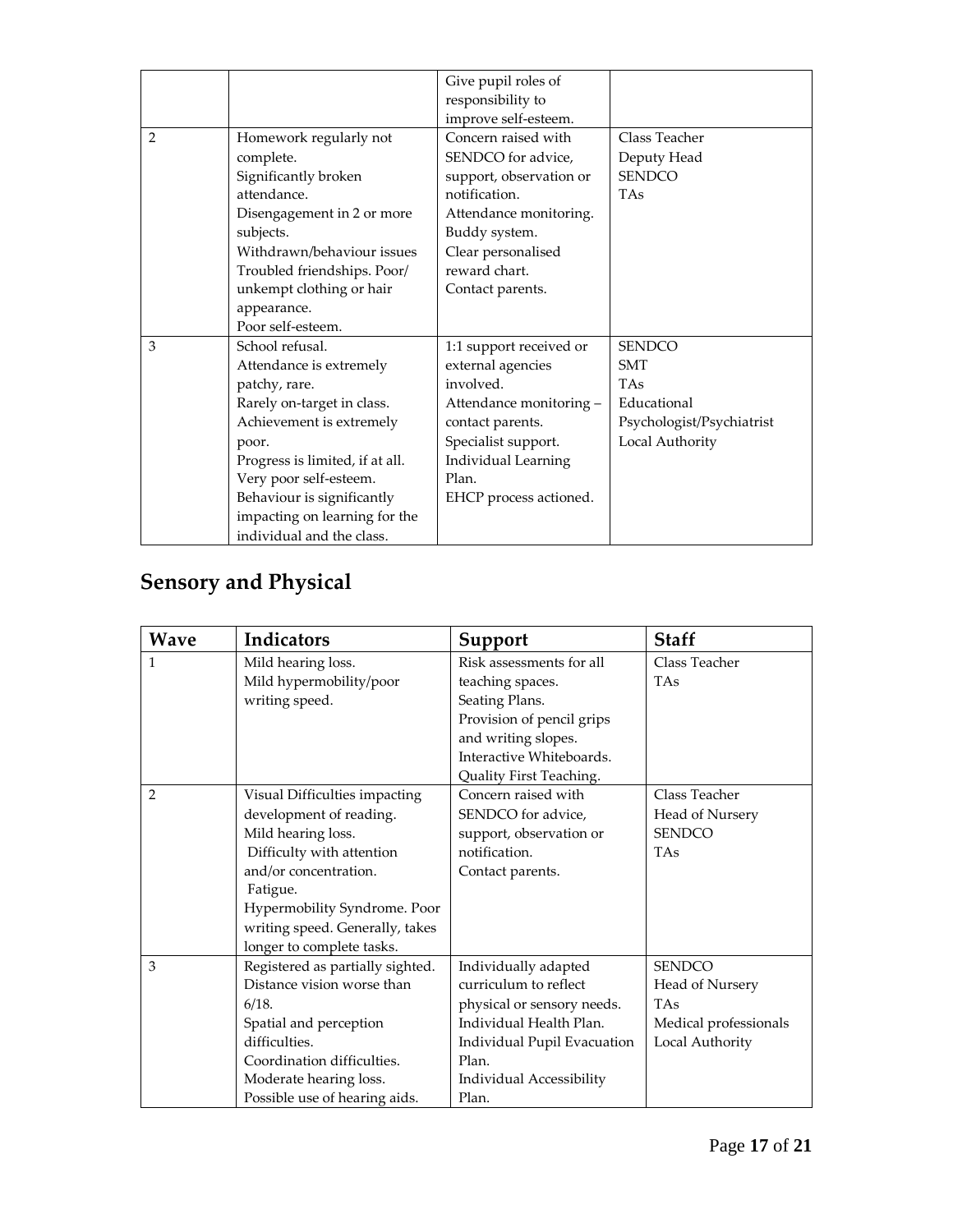|  |  | Give pupil roles of responsibility to improve self-esteem. |  |
|---|---|---|---|
| 2 | Homework regularly not complete.<br>Significantly broken attendance.<br>Disengagement in 2 or more subjects.<br>Withdrawn/behaviour issues Troubled friendships. Poor/ unkempt clothing or hair appearance.<br>Poor self-esteem. | Concern raised with SENDCO for advice, support, observation or notification.<br>Attendance monitoring.<br>Buddy system.<br>Clear personalised reward chart.<br>Contact parents. | Class Teacher<br>Deputy Head<br>SENDCO<br>TAs |
| 3 | School refusal.<br>Attendance is extremely patchy, rare.<br>Rarely on-target in class.<br>Achievement is extremely poor.<br>Progress is limited, if at all.<br>Very poor self-esteem.<br>Behaviour is significantly impacting on learning for the individual and the class. | 1:1 support received or external agencies involved.<br>Attendance monitoring – contact parents.<br>Specialist support.<br>Individual Learning Plan.<br>EHCP process actioned. | SENDCO<br>SMT<br>TAs<br>Educational Psychologist/Psychiatrist<br>Local Authority |

## Sensory and Physical

| Wave | Indicators | Support | Staff |
|---|---|---|---|
| 1 | Mild hearing loss.<br>Mild hypermobility/poor writing speed. | Risk assessments for all teaching spaces.<br>Seating Plans.<br>Provision of pencil grips and writing slopes.<br>Interactive Whiteboards.<br>Quality First Teaching. | Class Teacher<br>TAs |
| 2 | Visual Difficulties impacting development of reading.<br>Mild hearing loss.<br>Difficulty with attention and/or concentration.<br>Fatigue.<br>Hypermobility Syndrome. Poor writing speed. Generally, takes longer to complete tasks. | Concern raised with SENDCO for advice, support, observation or notification.<br>Contact parents. | Class Teacher<br>Head of Nursery<br>SENDCO<br>TAs |
| 3 | Registered as partially sighted.<br>Distance vision worse than 6/18.<br>Spatial and perception difficulties.<br>Coordination difficulties.<br>Moderate hearing loss.<br>Possible use of hearing aids. | Individually adapted curriculum to reflect physical or sensory needs.<br>Individual Health Plan.<br>Individual Pupil Evacuation Plan.<br>Individual Accessibility Plan. | SENDCO<br>Head of Nursery<br>TAs<br>Medical professionals<br>Local Authority |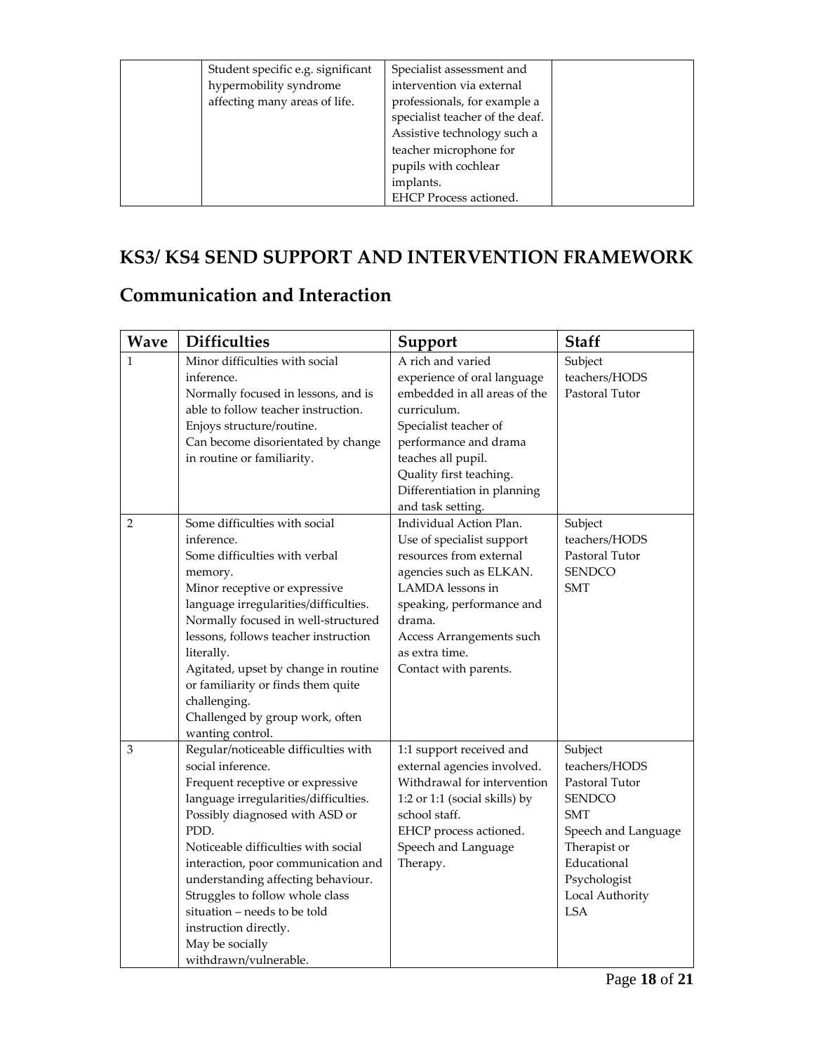|  | Student specific e.g. significant hypermobility syndrome affecting many areas of life. | Specialist assessment and intervention via external professionals, for example a specialist teacher of the deaf.<br>Assistive technology such a teacher microphone for pupils with cochlear implants.<br>EHCP Process actioned. |  |
|---|---|---|---|

## KS3/ KS4 SEND SUPPORT AND INTERVENTION FRAMEWORK

## Communication and Interaction

| Wave | Difficulties | Support | Staff |
|---|---|---|---|
| 1 | Minor difficulties with social inference.<br>Normally focused in lessons, and is able to follow teacher instruction.<br>Enjoys structure/routine.<br>Can become disorientated by change in routine or familiarity. | A rich and varied experience of oral language embedded in all areas of the curriculum.<br>Specialist teacher of performance and drama teaches all pupil.<br>Quality first teaching.<br>Differentiation in planning and task setting. | Subject teachers/HODS<br>Pastoral Tutor |
| 2 | Some difficulties with social inference.<br>Some difficulties with verbal memory.<br>Minor receptive or expressive language irregularities/difficulties.<br>Normally focused in well-structured lessons, follows teacher instruction literally.<br>Agitated, upset by change in routine or familiarity or finds them quite challenging.<br>Challenged by group work, often wanting control. | Individual Action Plan.<br>Use of specialist support resources from external agencies such as ELKAN.<br>LAMDA lessons in speaking, performance and drama.<br>Access Arrangements such as extra time.<br>Contact with parents. | Subject teachers/HODS<br>Pastoral Tutor<br>SENDCO<br>SMT |
| 3 | Regular/noticeable difficulties with social inference.<br>Frequent receptive or expressive language irregularities/difficulties.<br>Possibly diagnosed with ASD or PDD.<br>Noticeable difficulties with social interaction, poor communication and understanding affecting behaviour.<br>Struggles to follow whole class situation – needs to be told instruction directly.<br>May be socially withdrawn/vulnerable. | 1:1 support received and external agencies involved.<br>Withdrawal for intervention 1:2 or 1:1 (social skills) by school staff.<br>EHCP process actioned.<br>Speech and Language Therapy. | Subject teachers/HODS<br>Pastoral Tutor<br>SENDCO<br>SMT<br>Speech and Language Therapist or Educational Psychologist<br>Local Authority<br>LSA |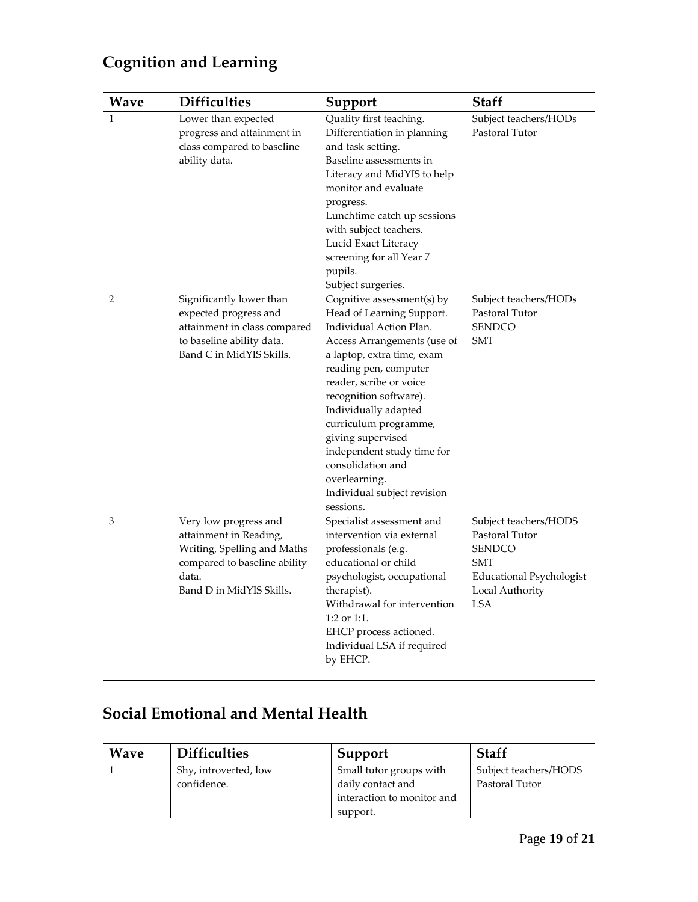## Cognition and Learning

| Wave | Difficulties | Support | Staff |
|---|---|---|---|
| 1 | Lower than expected progress and attainment in class compared to baseline ability data. | Quality first teaching.<br>Differentiation in planning and task setting.<br>Baseline assessments in Literacy and MidYIS to help monitor and evaluate progress.<br>Lunchtime catch up sessions with subject teachers.<br>Lucid Exact Literacy screening for all Year 7 pupils.<br>Subject surgeries. | Subject teachers/HODs<br>Pastoral Tutor |
| 2 | Significantly lower than expected progress and attainment in class compared to baseline ability data.<br>Band C in MidYIS Skills. | Cognitive assessment(s) by Head of Learning Support.<br>Individual Action Plan.<br>Access Arrangements (use of a laptop, extra time, exam reading pen, computer reader, scribe or voice recognition software).<br>Individually adapted curriculum programme, giving supervised independent study time for consolidation and overlearning.<br>Individual subject revision sessions. | Subject teachers/HODs<br>Pastoral Tutor<br>SENDCO<br>SMT |
| 3 | Very low progress and attainment in Reading, Writing, Spelling and Maths compared to baseline ability data.<br>Band D in MidYIS Skills. | Specialist assessment and intervention via external professionals (e.g. educational or child psychologist, occupational therapist).<br>Withdrawal for intervention 1:2 or 1:1.<br>EHCP process actioned.<br>Individual LSA if required by EHCP. | Subject teachers/HODS<br>Pastoral Tutor<br>SENDCO<br>SMT<br>Educational Psychologist<br>Local Authority<br>LSA |

## Social Emotional and Mental Health

| Wave | Difficulties | Support | Staff |
|---|---|---|---|
| 1 | Shy, introverted, low confidence. | Small tutor groups with daily contact and interaction to monitor and support. | Subject teachers/HODS<br>Pastoral Tutor |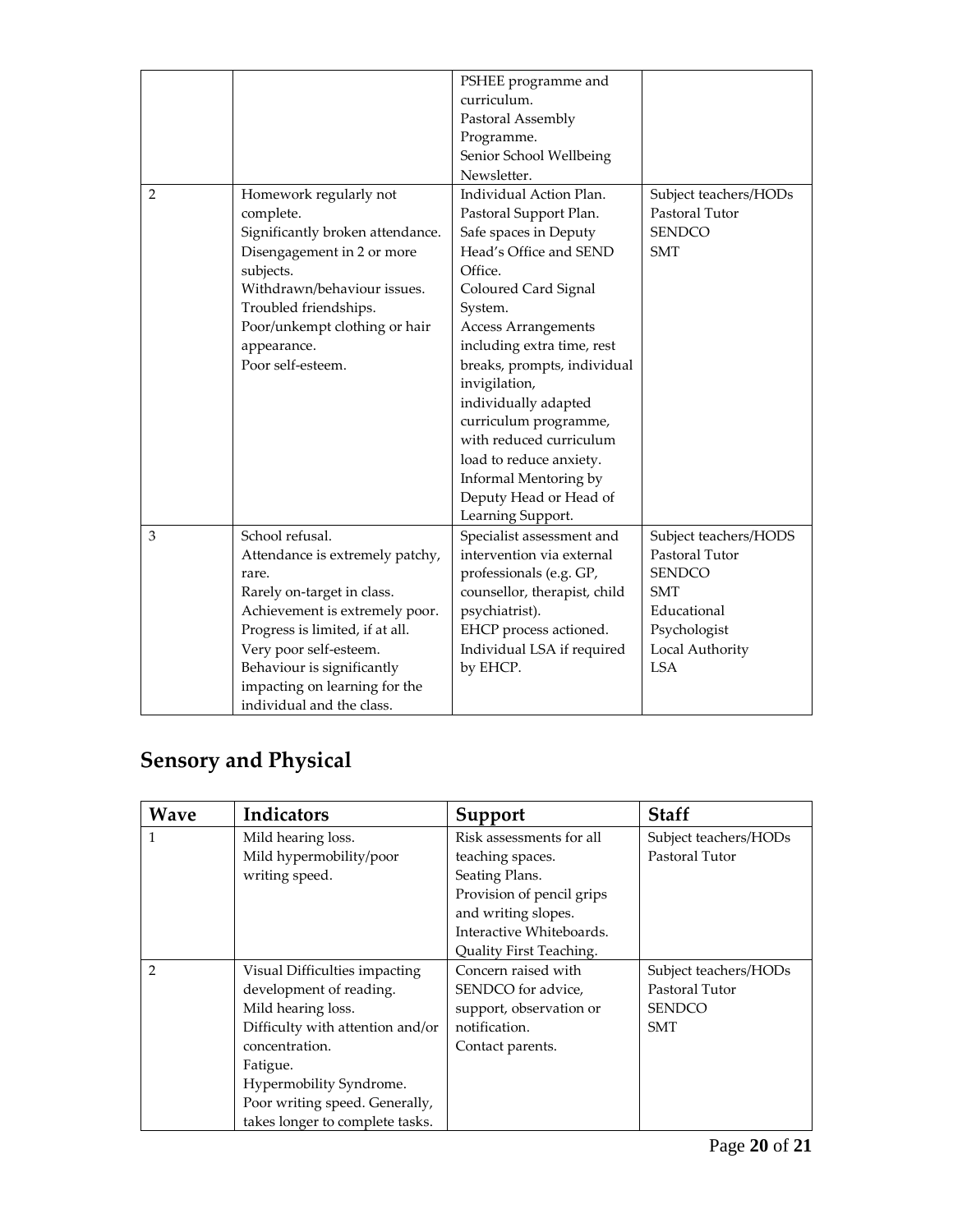| | | | |
|---|---|---|---|
| | | PSHEE programme and curriculum.<br>Pastoral Assembly Programme.<br>Senior School Wellbeing Newsletter. | |
| 2 | Homework regularly not complete.<br>Significantly broken attendance.<br>Disengagement in 2 or more subjects.<br>Withdrawn/behaviour issues.<br>Troubled friendships.<br>Poor/unkempt clothing or hair appearance.<br>Poor self-esteem. | Individual Action Plan.<br>Pastoral Support Plan.<br>Safe spaces in Deputy Head's Office and SEND Office.<br>Coloured Card Signal System.<br>Access Arrangements including extra time, rest breaks, prompts, individual invigilation,<br>individually adapted curriculum programme, with reduced curriculum load to reduce anxiety.<br>Informal Mentoring by Deputy Head or Head of Learning Support. | Subject teachers/HODs<br>Pastoral Tutor<br>SENDCO<br>SMT |
| 3 | School refusal.<br>Attendance is extremely patchy, rare.<br>Rarely on-target in class.<br>Achievement is extremely poor.<br>Progress is limited, if at all.<br>Very poor self-esteem.<br>Behaviour is significantly impacting on learning for the individual and the class. | Specialist assessment and intervention via external professionals (e.g. GP, counsellor, therapist, child psychiatrist).<br>EHCP process actioned.<br>Individual LSA if required by EHCP. | Subject teachers/HODS<br>Pastoral Tutor<br>SENDCO<br>SMT<br>Educational Psychologist<br>Local Authority<br>LSA |

## Sensory and Physical

| Wave | Indicators | Support | Staff |
|---|---|---|---|
| 1 | Mild hearing loss.<br>Mild hypermobility/poor writing speed. | Risk assessments for all teaching spaces.<br>Seating Plans.<br>Provision of pencil grips and writing slopes.<br>Interactive Whiteboards.<br>Quality First Teaching. | Subject teachers/HODs<br>Pastoral Tutor |
| 2 | Visual Difficulties impacting development of reading.<br>Mild hearing loss.<br>Difficulty with attention and/or concentration.<br>Fatigue.<br>Hypermobility Syndrome.<br>Poor writing speed. Generally, takes longer to complete tasks. | Concern raised with SENDCO for advice, support, observation or notification.<br>Contact parents. | Subject teachers/HODs<br>Pastoral Tutor<br>SENDCO<br>SMT |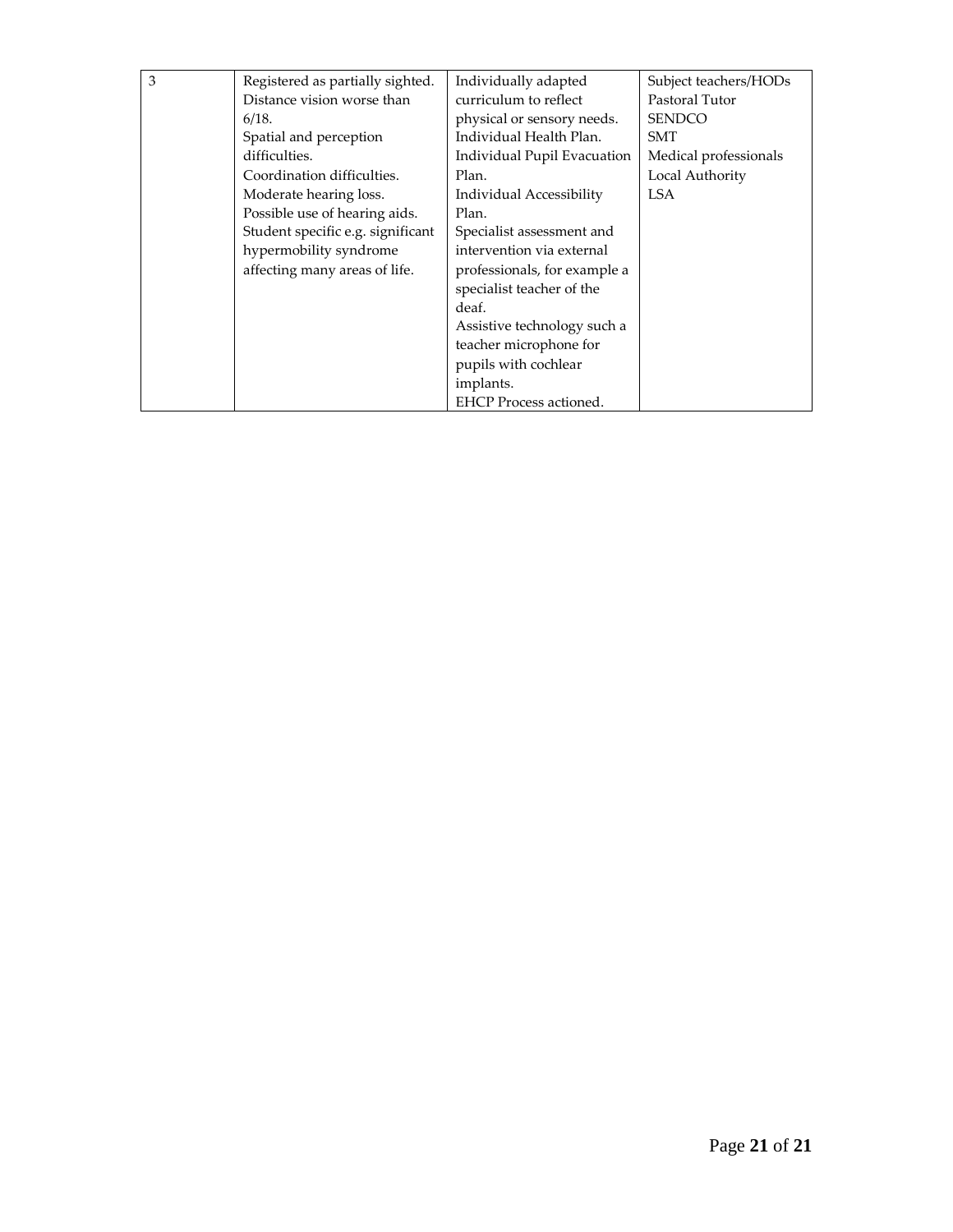| | | | |
|---|---|---|---|
| 3 | Registered as partially sighted.<br>Distance vision worse than 6/18.<br>Spatial and perception difficulties.<br>Coordination difficulties.<br>Moderate hearing loss.<br>Possible use of hearing aids.<br>Student specific e.g. significant hypermobility syndrome affecting many areas of life. | Individually adapted curriculum to reflect physical or sensory needs.<br>Individual Health Plan.<br>Individual Pupil Evacuation Plan.<br>Individual Accessibility Plan.<br>Specialist assessment and intervention via external professionals, for example a specialist teacher of the deaf.<br>Assistive technology such a teacher microphone for pupils with cochlear implants.<br>EHCP Process actioned. | Subject teachers/HODs<br>Pastoral Tutor<br>SENDCO<br>SMT<br>Medical professionals<br>Local Authority<br>LSA |